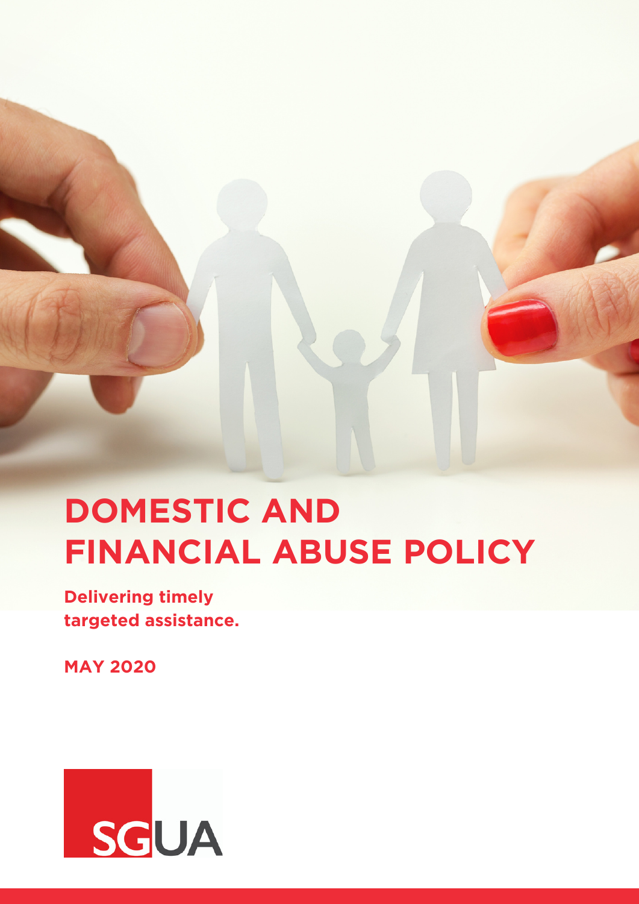# DOMESTIC AND FINANCIAL ABUSE POLICY

**Delivering timely targeted assistance.**

**MAY 2020**

SGUA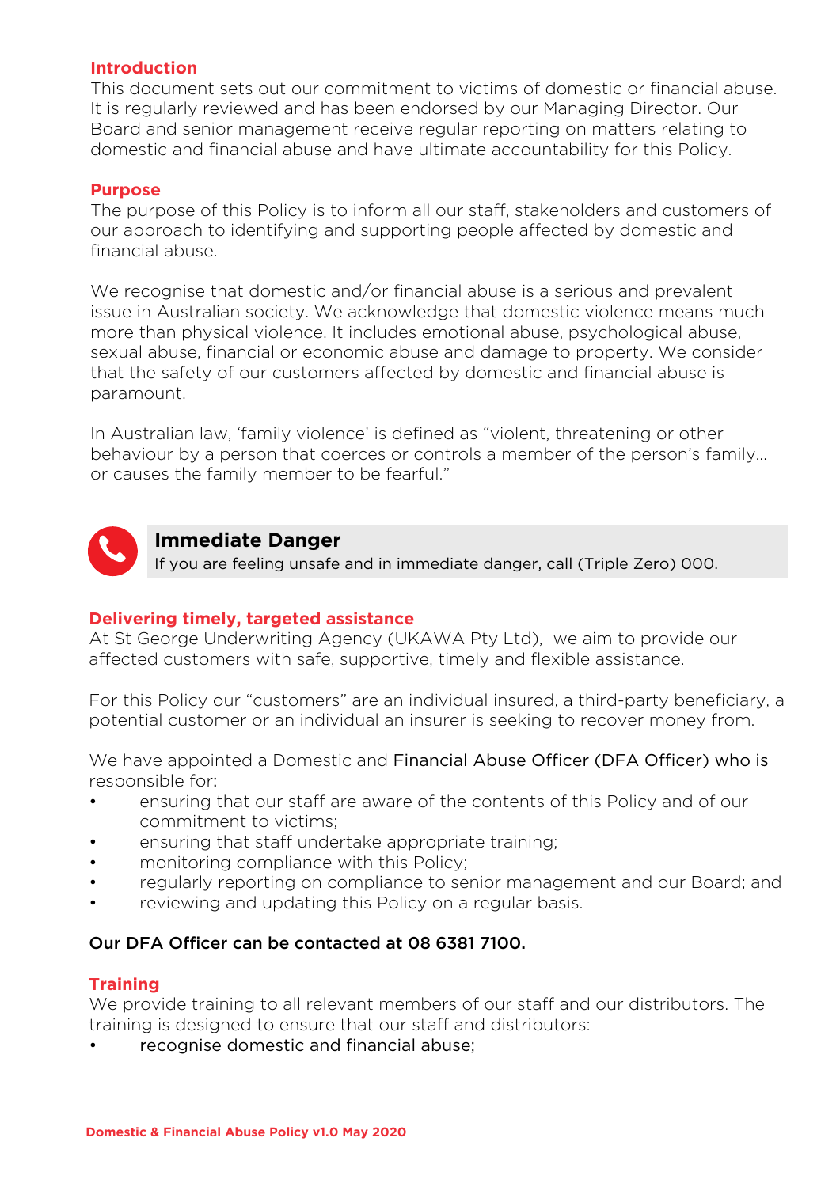## Introduction

This document sets out our commitment to victims of domestic or financial abuse. It is regularly reviewed and has been endorsed by our Managing Director. Our Board and senior management receive regular reporting on matters relating to domestic and financial abuse and have ultimate accountability for this Policy.

## Purpose

The purpose of this Policy is to inform all our staff, stakeholders and customers of our approach to identifying and supporting people affected by domestic and financial abuse.

We recognise that domestic and/or financial abuse is a serious and prevalent issue in Australian society. We acknowledge that domestic violence means much more than physical violence. It includes emotional abuse, psychological abuse, sexual abuse, financial or economic abuse and damage to property. We consider that the safety of our customers affected by domestic and financial abuse is paramount.

In Australian law, 'family violence' is defined as "violent, threatening or other behaviour by a person that coerces or controls a member of the person's family… or causes the family member to be fearful."

> **Immediate Danger**
> If you are feeling unsafe and in immediate danger, call (Triple Zero) 000.

## Delivering timely, targeted assistance

At St George Underwriting Agency (UKAWA Pty Ltd), we aim to provide our affected customers with safe, supportive, timely and flexible assistance.

For this Policy our "customers" are an individual insured, a third-party beneficiary, a potential customer or an individual an insurer is seeking to recover money from.

We have appointed a Domestic and Financial Abuse Officer (DFA Officer) who is responsible for:

- ensuring that our staff are aware of the contents of this Policy and of our commitment to victims;
- ensuring that staff undertake appropriate training;
- monitoring compliance with this Policy;
- regularly reporting on compliance to senior management and our Board; and
- reviewing and updating this Policy on a regular basis.

**Our DFA Officer can be contacted at 08 6381 7100.**

## Training

We provide training to all relevant members of our staff and our distributors. The training is designed to ensure that our staff and distributors:

- recognise domestic and financial abuse;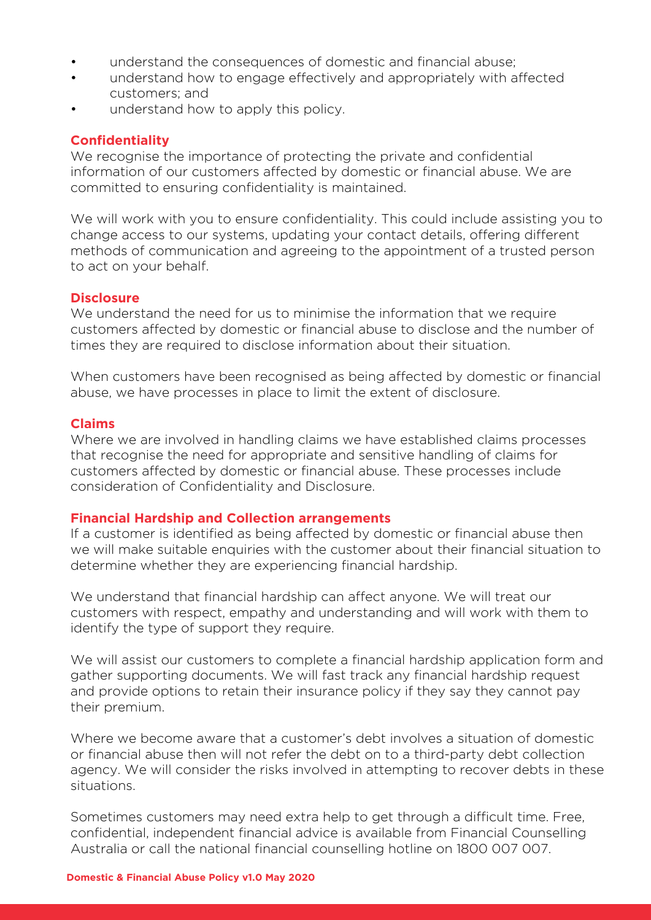- understand the consequences of domestic and financial abuse;
- understand how to engage effectively and appropriately with affected customers; and
- understand how to apply this policy.

## Confidentiality

We recognise the importance of protecting the private and confidential information of our customers affected by domestic or financial abuse. We are committed to ensuring confidentiality is maintained.

We will work with you to ensure confidentiality. This could include assisting you to change access to our systems, updating your contact details, offering different methods of communication and agreeing to the appointment of a trusted person to act on your behalf.

## Disclosure

We understand the need for us to minimise the information that we require customers affected by domestic or financial abuse to disclose and the number of times they are required to disclose information about their situation.

When customers have been recognised as being affected by domestic or financial abuse, we have processes in place to limit the extent of disclosure.

## Claims

Where we are involved in handling claims we have established claims processes that recognise the need for appropriate and sensitive handling of claims for customers affected by domestic or financial abuse. These processes include consideration of Confidentiality and Disclosure.

## Financial Hardship and Collection arrangements

If a customer is identified as being affected by domestic or financial abuse then we will make suitable enquiries with the customer about their financial situation to determine whether they are experiencing financial hardship.

We understand that financial hardship can affect anyone. We will treat our customers with respect, empathy and understanding and will work with them to identify the type of support they require.

We will assist our customers to complete a financial hardship application form and gather supporting documents. We will fast track any financial hardship request and provide options to retain their insurance policy if they say they cannot pay their premium.

Where we become aware that a customer's debt involves a situation of domestic or financial abuse then will not refer the debt on to a third-party debt collection agency. We will consider the risks involved in attempting to recover debts in these situations.

Sometimes customers may need extra help to get through a difficult time. Free, confidential, independent financial advice is available from Financial Counselling Australia or call the national financial counselling hotline on 1800 007 007.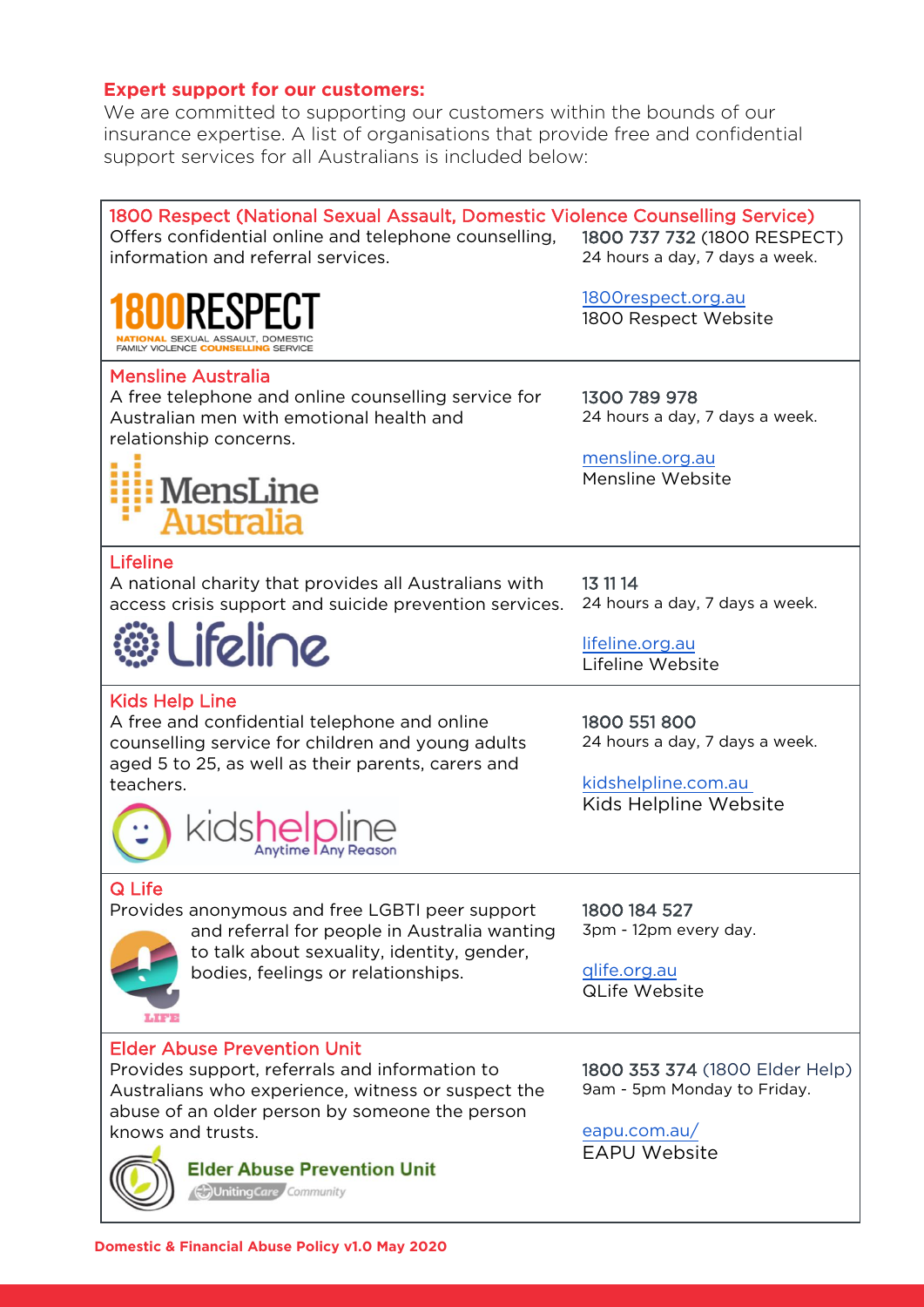**Expert support for our customers:**

We are committed to supporting our customers within the bounds of our insurance expertise. A list of organisations that provide free and confidential support services for all Australians is included below:

| Organisation | Contact |
| --- | --- |
| **1800 Respect (National Sexual Assault, Domestic Violence Counselling Service)**<br>Offers confidential online and telephone counselling, information and referral services. | **1800 737 732** (1800 RESPECT)<br>24 hours a day, 7 days a week.<br><br>1800respect.org.au<br>1800 Respect Website |
| **Mensline Australia**<br>A free telephone and online counselling service for Australian men with emotional health and relationship concerns. | **1300 789 978**<br>24 hours a day, 7 days a week.<br><br>mensline.org.au<br>Mensline Website |
| **Lifeline**<br>A national charity that provides all Australians with access crisis support and suicide prevention services. | **13 11 14**<br>24 hours a day, 7 days a week.<br><br>lifeline.org.au<br>Lifeline Website |
| **Kids Help Line**<br>A free and confidential telephone and online counselling service for children and young adults aged 5 to 25, as well as their parents, carers and teachers. | **1800 551 800**<br>24 hours a day, 7 days a week.<br><br>kidshelpline.com.au<br>Kids Helpline Website |
| **Q Life**<br>Provides anonymous and free LGBTI peer support and referral for people in Australia wanting to talk about sexuality, identity, gender, bodies, feelings or relationships. | **1800 184 527**<br>3pm - 12pm every day.<br><br>qlife.org.au<br>QLife Website |
| **Elder Abuse Prevention Unit**<br>Provides support, referrals and information to Australians who experience, witness or suspect the abuse of an older person by someone the person knows and trusts. | **1800 353 374** (1800 Elder Help)<br>9am - 5pm Monday to Friday.<br><br>eapu.com.au/<br>EAPU Website |

**Domestic & Financial Abuse Policy v1.0 May 2020**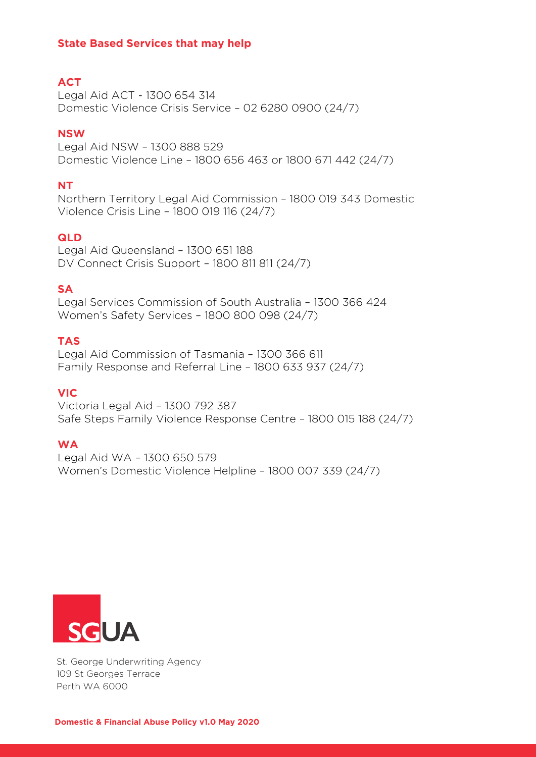## State Based Services that may help

### ACT

Legal Aid ACT - 1300 654 314
Domestic Violence Crisis Service – 02 6280 0900 (24/7)

### NSW

Legal Aid NSW – 1300 888 529
Domestic Violence Line – 1800 656 463 or 1800 671 442 (24/7)

### NT

Northern Territory Legal Aid Commission – 1800 019 343 Domestic Violence Crisis Line – 1800 019 116 (24/7)

### QLD

Legal Aid Queensland – 1300 651 188
DV Connect Crisis Support – 1800 811 811 (24/7)

### SA

Legal Services Commission of South Australia – 1300 366 424
Women's Safety Services – 1800 800 098 (24/7)

### TAS

Legal Aid Commission of Tasmania – 1300 366 611
Family Response and Referral Line – 1800 633 937 (24/7)

### VIC

Victoria Legal Aid – 1300 792 387
Safe Steps Family Violence Response Centre – 1800 015 188 (24/7)

### WA

Legal Aid WA – 1300 650 579
Women's Domestic Violence Helpline – 1800 007 339 (24/7)

SGUA

St. George Underwriting Agency
109 St Georges Terrace
Perth WA 6000

**Domestic & Financial Abuse Policy v1.0 May 2020**